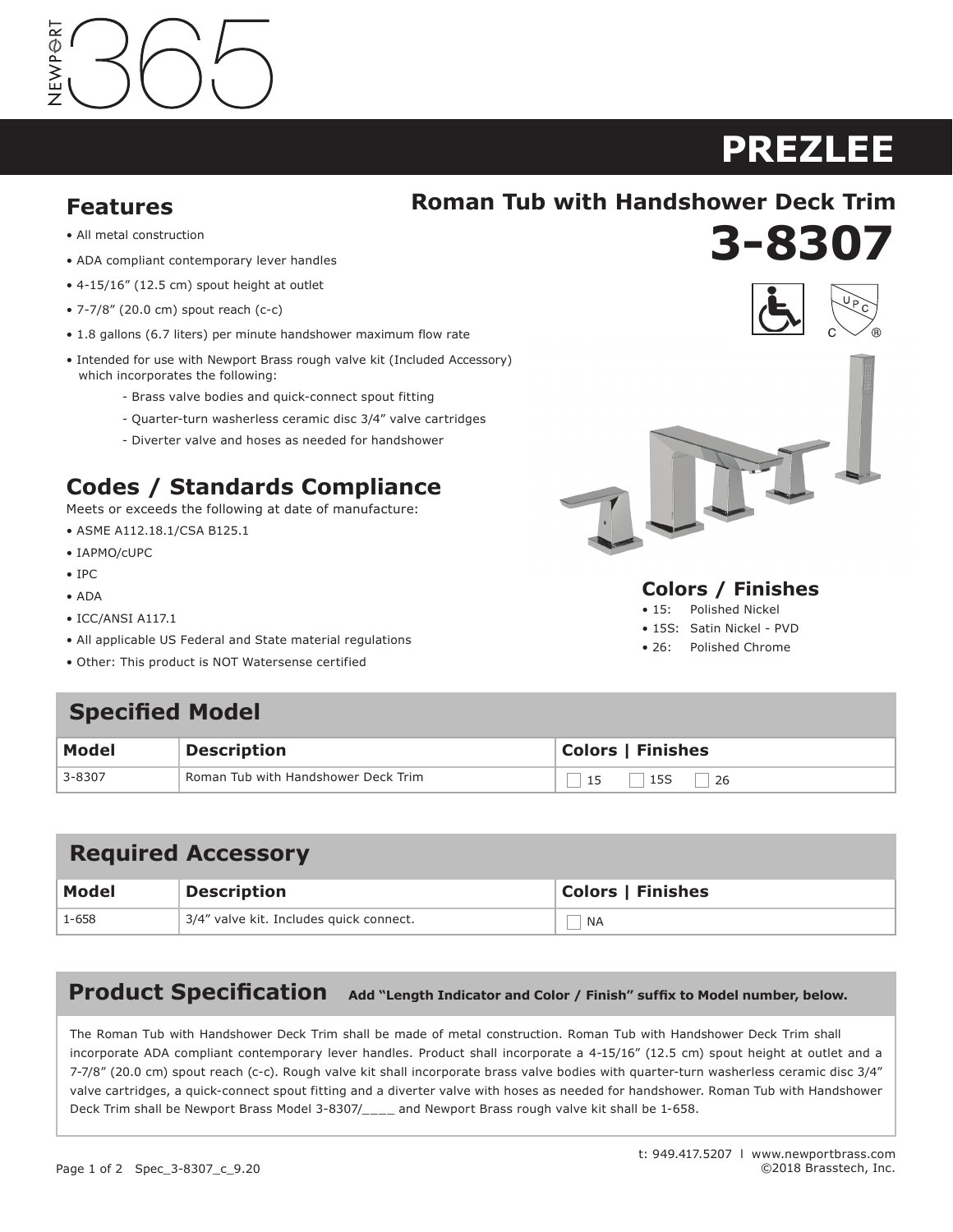NEWPORT 365

# PREZLEE

## Roman Tub with Handshower Deck Trim

# 3-8307

## Features

- All metal construction
- ADA compliant contemporary lever handles
- 4-15/16” (12.5 cm) spout height at outlet
- 7-7/8” (20.0 cm) spout reach (c-c)
- 1.8 gallons (6.7 liters) per minute handshower maximum flow rate
- Intended for use with Newport Brass rough valve kit (Included Accessory) which incorporates the following:
    - Brass valve bodies and quick-connect spout fitting
    - Quarter-turn washerless ceramic disc 3/4” valve cartridges
    - Diverter valve and hoses as needed for handshower

## Codes / Standards Compliance

Meets or exceeds the following at date of manufacture:

- ASME A112.18.1/CSA B125.1
- IAPMO/cUPC
- IPC
- ADA
- ICC/ANSI A117.1
- All applicable US Federal and State material regulations
- Other: This product is NOT Watersense certified

## Colors / Finishes

- 15: Polished Nickel
- 15S: Satin Nickel - PVD
- 26: Polished Chrome

## Specified Model

| Model | Description | Colors \| Finishes |
|---|---|---|
| 3-8307 | Roman Tub with Handshower Deck Trim | ☐ 15 ☐ 15S ☐ 26 |

## Required Accessory

| Model | Description | Colors \| Finishes |
|---|---|---|
| 1-658 | 3/4” valve kit. Includes quick connect. | ☐ NA |

## Product Specification

**Add “Length Indicator and Color / Finish” suffix to Model number, below.**

The Roman Tub with Handshower Deck Trim shall be made of metal construction. Roman Tub with Handshower Deck Trim shall incorporate ADA compliant contemporary lever handles. Product shall incorporate a 4-15/16” (12.5 cm) spout height at outlet and a 7-7/8” (20.0 cm) spout reach (c-c). Rough valve kit shall incorporate brass valve bodies with quarter-turn washerless ceramic disc 3/4” valve cartridges, a quick-connect spout fitting and a diverter valve with hoses as needed for handshower. Roman Tub with Handshower Deck Trim shall be Newport Brass Model 3-8307/____ and Newport Brass rough valve kit shall be 1-658.

t: 949.417.5207 l www.newportbrass.com
©2018 Brasstech, Inc.

Spec_3-8307_c_9.20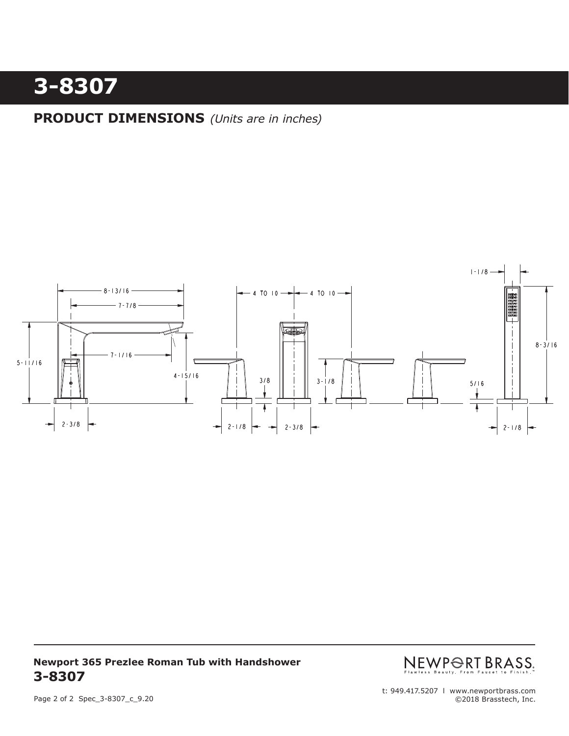# 3-8307

## PRODUCT DIMENSIONS *(Units are in inches)*

8-13/16

7-7/8

7-1/16

5-11/16

4-15/16

2-3/8

4 TO 10

4 TO 10

3/8

3-1/8

2-1/8

2-3/8

1-1/8

8-3/16

5/16

2-1/8

**Newport 365 Prezlee Roman Tub with Handshower**
**3-8307**

NEWPORT BRASS.
Flawless Beauty. From Faucet to Finish.™

t: 949.417.5207 l www.newportbrass.com
©2018 Brasstech, Inc.

Spec_3-8307_c_9.20